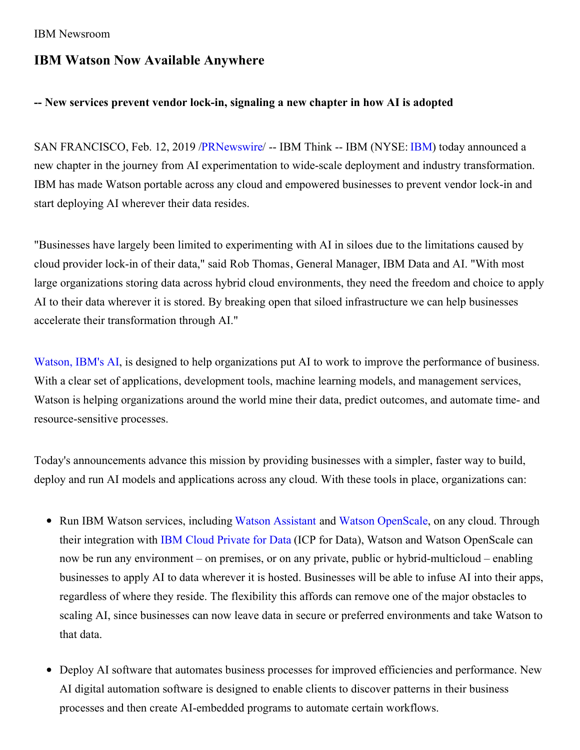IBM Newsroom

# IBM Watson Now Available Anywhere

### -- New services prevent vendor lock-in, signaling a new chapter in how AI is adopted

SAN FRANCISCO, Feb. 12, 2019 /PRNewswire/ -- IBM Think -- IBM (NYSE: IBM) today announced a new chapter in the journey from AI experimentation to wide-scale deployment and industry transformation. IBM has made Watson portable across any cloud and empowered businesses to prevent vendor lock-in and start deploying AI wherever their data resides.

"Businesses have largely been limited to experimenting with AI in siloes due to the limitations caused by cloud provider lock-in of their data," said Rob Thomas, General Manager, IBM Data and AI. "With most large organizations storing data across hybrid cloud environments, they need the freedom and choice to apply AI to their data wherever it is stored. By breaking open that siloed infrastructure we can help businesses accelerate their transformation through AI."

Watson, IBM's AI, is designed to help organizations put AI to work to improve the performance of business. With a clear set of applications, development tools, machine learning models, and management services, Watson is helping organizations around the world mine their data, predict outcomes, and automate time- and resource-sensitive processes.

Today's announcements advance this mission by providing businesses with a simpler, faster way to build, deploy and run AI models and applications across any cloud. With these tools in place, organizations can:

- Run IBM Watson services, including Watson Assistant and Watson OpenScale, on any cloud. Through their integration with IBM Cloud Private for Data (ICP for Data), Watson and Watson OpenScale can now be run any environment – on premises, or on any private, public or hybrid-multicloud – enabling businesses to apply AI to data wherever it is hosted. Businesses will be able to infuse AI into their apps, regardless of where they reside. The flexibility this affords can remove one of the major obstacles to scaling AI, since businesses can now leave data in secure or preferred environments and take Watson to that data.
- Deploy AI software that automates business processes for improved efficiencies and performance. New AI digital automation software is designed to enable clients to discover patterns in their business processes and then create AI-embedded programs to automate certain workflows.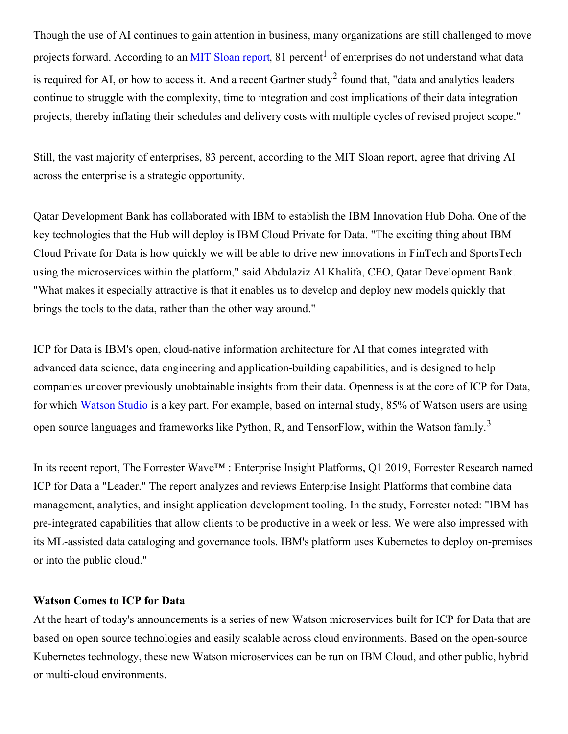Though the use of AI continues to gain attention in business, many organizations are still challenged to move projects forward. According to an MIT Sloan report, 81 percent[1] of enterprises do not understand what data is required for AI, or how to access it. And a recent Gartner study[2] found that, "data and analytics leaders continue to struggle with the complexity, time to integration and cost implications of their data integration projects, thereby inflating their schedules and delivery costs with multiple cycles of revised project scope."

Still, the vast majority of enterprises, 83 percent, according to the MIT Sloan report, agree that driving AI across the enterprise is a strategic opportunity.

Qatar Development Bank has collaborated with IBM to establish the IBM Innovation Hub Doha. One of the key technologies that the Hub will deploy is IBM Cloud Private for Data. "The exciting thing about IBM Cloud Private for Data is how quickly we will be able to drive new innovations in FinTech and SportsTech using the microservices within the platform," said Abdulaziz Al Khalifa, CEO, Qatar Development Bank. "What makes it especially attractive is that it enables us to develop and deploy new models quickly that brings the tools to the data, rather than the other way around."

ICP for Data is IBM's open, cloud-native information architecture for AI that comes integrated with advanced data science, data engineering and application-building capabilities, and is designed to help companies uncover previously unobtainable insights from their data. Openness is at the core of ICP for Data, for which Watson Studio is a key part. For example, based on internal study, 85% of Watson users are using open source languages and frameworks like Python, R, and TensorFlow, within the Watson family.[3]

In its recent report, The Forrester Wave™ : Enterprise Insight Platforms, Q1 2019, Forrester Research named ICP for Data a "Leader." The report analyzes and reviews Enterprise Insight Platforms that combine data management, analytics, and insight application development tooling. In the study, Forrester noted: "IBM has pre-integrated capabilities that allow clients to be productive in a week or less. We were also impressed with its ML-assisted data cataloging and governance tools. IBM's platform uses Kubernetes to deploy on-premises or into the public cloud."

**Watson Comes to ICP for Data**

At the heart of today's announcements is a series of new Watson microservices built for ICP for Data that are based on open source technologies and easily scalable across cloud environments. Based on the open-source Kubernetes technology, these new Watson microservices can be run on IBM Cloud, and other public, hybrid or multi-cloud environments.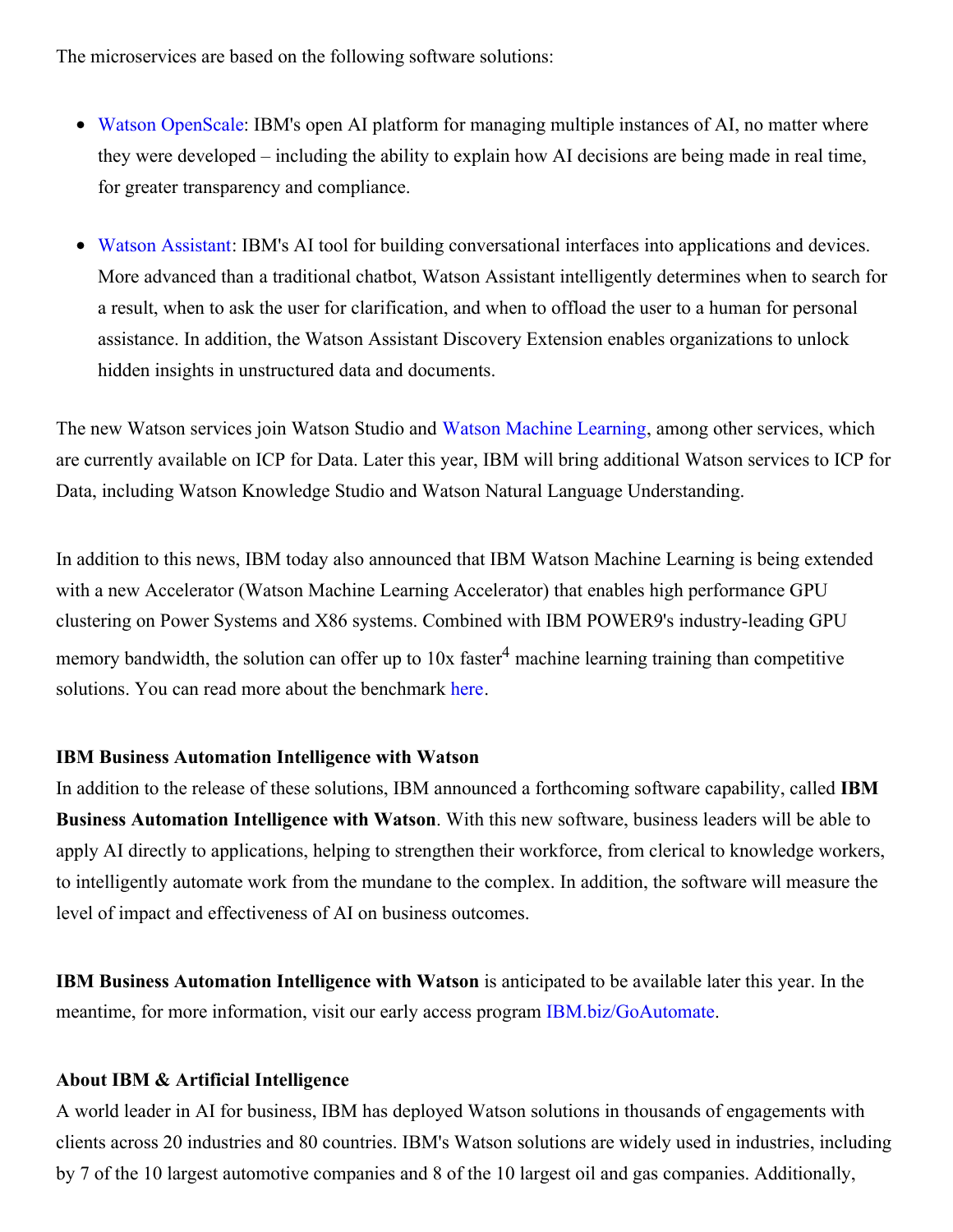The microservices are based on the following software solutions:

- Watson OpenScale: IBM's open AI platform for managing multiple instances of AI, no matter where they were developed – including the ability to explain how AI decisions are being made in real time, for greater transparency and compliance.
- Watson Assistant: IBM's AI tool for building conversational interfaces into applications and devices. More advanced than a traditional chatbot, Watson Assistant intelligently determines when to search for a result, when to ask the user for clarification, and when to offload the user to a human for personal assistance. In addition, the Watson Assistant Discovery Extension enables organizations to unlock hidden insights in unstructured data and documents.

The new Watson services join Watson Studio and Watson Machine Learning, among other services, which are currently available on ICP for Data. Later this year, IBM will bring additional Watson services to ICP for Data, including Watson Knowledge Studio and Watson Natural Language Understanding.

In addition to this news, IBM today also announced that IBM Watson Machine Learning is being extended with a new Accelerator (Watson Machine Learning Accelerator) that enables high performance GPU clustering on Power Systems and X86 systems. Combined with IBM POWER9's industry-leading GPU memory bandwidth, the solution can offer up to 10x faster[4] machine learning training than competitive solutions. You can read more about the benchmark here.

**IBM Business Automation Intelligence with Watson**

In addition to the release of these solutions, IBM announced a forthcoming software capability, called **IBM Business Automation Intelligence with Watson**. With this new software, business leaders will be able to apply AI directly to applications, helping to strengthen their workforce, from clerical to knowledge workers, to intelligently automate work from the mundane to the complex. In addition, the software will measure the level of impact and effectiveness of AI on business outcomes.

**IBM Business Automation Intelligence with Watson** is anticipated to be available later this year. In the meantime, for more information, visit our early access program IBM.biz/GoAutomate.

**About IBM & Artificial Intelligence**

A world leader in AI for business, IBM has deployed Watson solutions in thousands of engagements with clients across 20 industries and 80 countries. IBM's Watson solutions are widely used in industries, including by 7 of the 10 largest automotive companies and 8 of the 10 largest oil and gas companies. Additionally,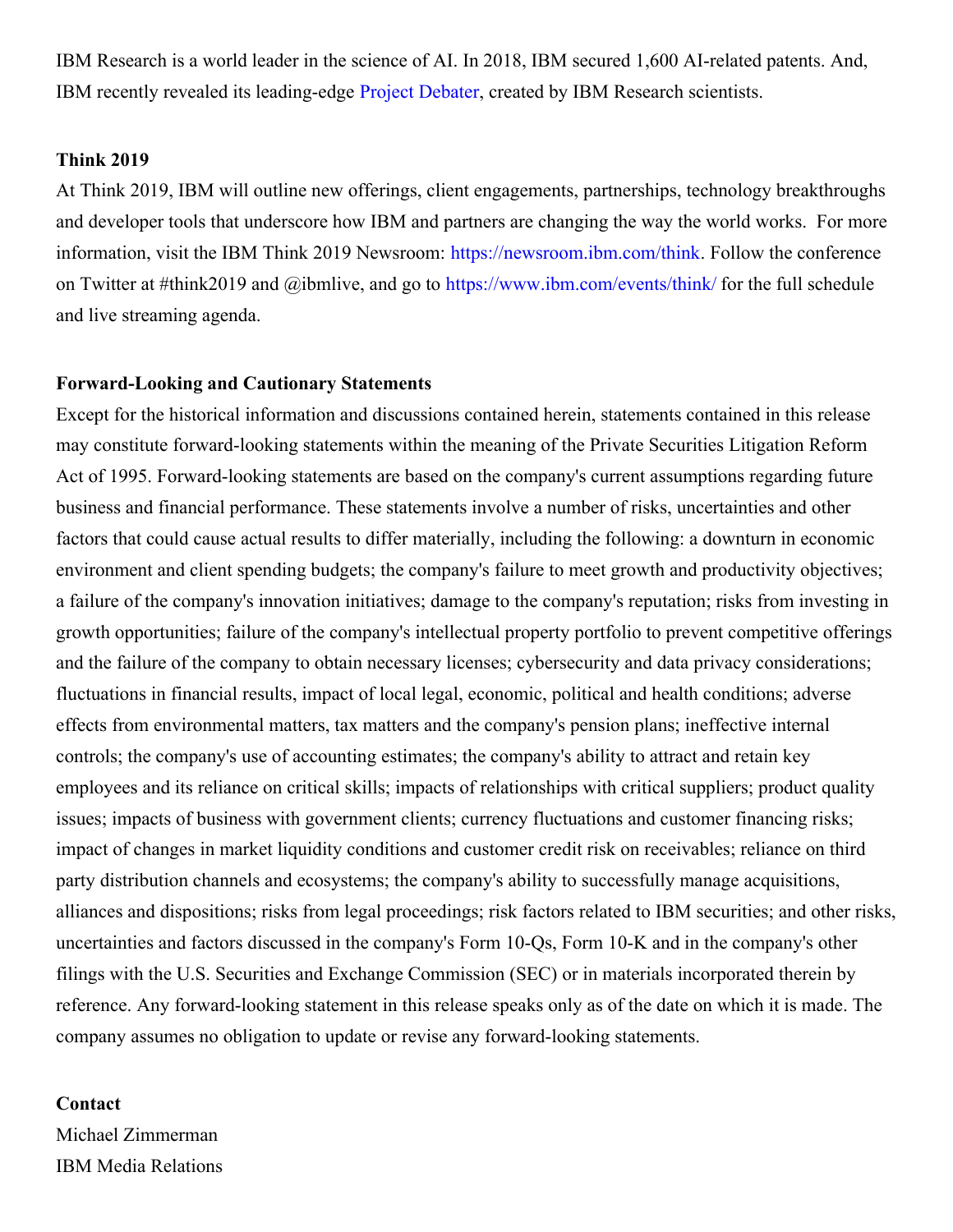IBM Research is a world leader in the science of AI. In 2018, IBM secured 1,600 AI-related patents. And, IBM recently revealed its leading-edge Project Debater, created by IBM Research scientists.

**Think 2019**

At Think 2019, IBM will outline new offerings, client engagements, partnerships, technology breakthroughs and developer tools that underscore how IBM and partners are changing the way the world works. For more information, visit the IBM Think 2019 Newsroom: https://newsroom.ibm.com/think. Follow the conference on Twitter at #think2019 and @ibmlive, and go to https://www.ibm.com/events/think/ for the full schedule and live streaming agenda.

**Forward-Looking and Cautionary Statements**

Except for the historical information and discussions contained herein, statements contained in this release may constitute forward-looking statements within the meaning of the Private Securities Litigation Reform Act of 1995. Forward-looking statements are based on the company's current assumptions regarding future business and financial performance. These statements involve a number of risks, uncertainties and other factors that could cause actual results to differ materially, including the following: a downturn in economic environment and client spending budgets; the company's failure to meet growth and productivity objectives; a failure of the company's innovation initiatives; damage to the company's reputation; risks from investing in growth opportunities; failure of the company's intellectual property portfolio to prevent competitive offerings and the failure of the company to obtain necessary licenses; cybersecurity and data privacy considerations; fluctuations in financial results, impact of local legal, economic, political and health conditions; adverse effects from environmental matters, tax matters and the company's pension plans; ineffective internal controls; the company's use of accounting estimates; the company's ability to attract and retain key employees and its reliance on critical skills; impacts of relationships with critical suppliers; product quality issues; impacts of business with government clients; currency fluctuations and customer financing risks; impact of changes in market liquidity conditions and customer credit risk on receivables; reliance on third party distribution channels and ecosystems; the company's ability to successfully manage acquisitions, alliances and dispositions; risks from legal proceedings; risk factors related to IBM securities; and other risks, uncertainties and factors discussed in the company's Form 10-Qs, Form 10-K and in the company's other filings with the U.S. Securities and Exchange Commission (SEC) or in materials incorporated therein by reference. Any forward-looking statement in this release speaks only as of the date on which it is made. The company assumes no obligation to update or revise any forward-looking statements.

**Contact**

Michael Zimmerman
IBM Media Relations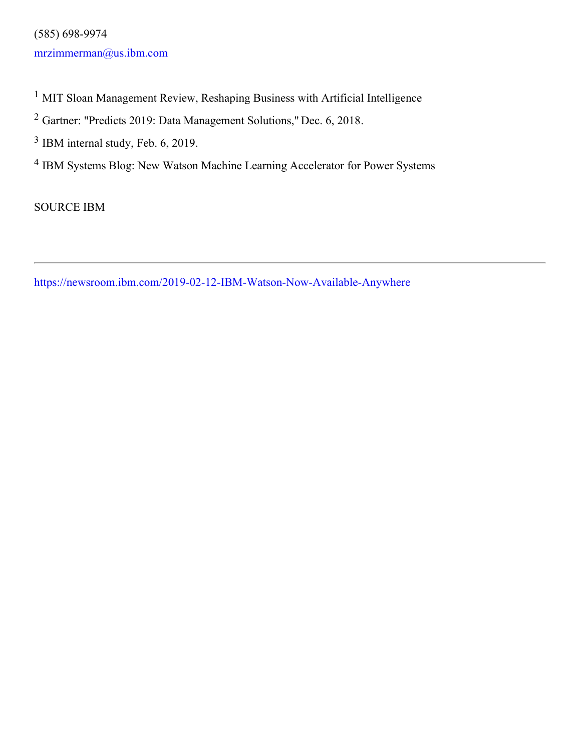(585) 698-9974

mrzimmerman@us.ibm.com

[1] MIT Sloan Management Review, Reshaping Business with Artificial Intelligence

[2] Gartner: "Predicts 2019: Data Management Solutions," Dec. 6, 2018.

[3] IBM internal study, Feb. 6, 2019.

[4] IBM Systems Blog: New Watson Machine Learning Accelerator for Power Systems

SOURCE IBM

---

https://newsroom.ibm.com/2019-02-12-IBM-Watson-Now-Available-Anywhere